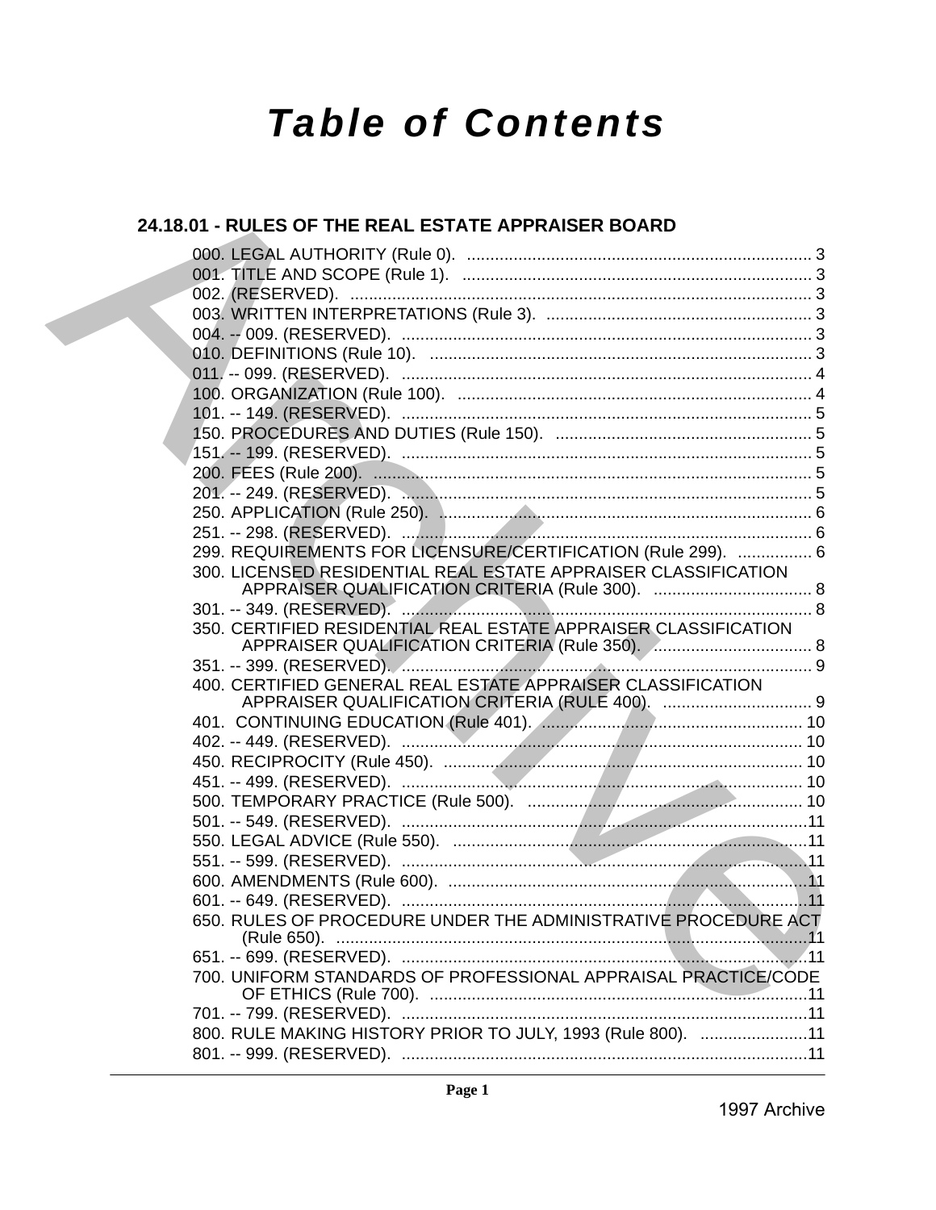# Table of Contents

## 24.18.01 - RULES OF THE REAL ESTATE APPRAISER BOARD

000. LEGAL AUTHORITY (Rule 0). .......... 3
001. TITLE AND SCOPE (Rule 1). .......... 3
002. (RESERVED). .......... 3
003. WRITTEN INTERPRETATIONS (Rule 3). .......... 3
004. -- 009. (RESERVED). .......... 3
010. DEFINITIONS (Rule 10). .......... 3
011. -- 099. (RESERVED). .......... 4
100. ORGANIZATION (Rule 100). .......... 4
101. -- 149. (RESERVED). .......... 5
150. PROCEDURES AND DUTIES (Rule 150). .......... 5
151. -- 199. (RESERVED). .......... 5
200. FEES (Rule 200). .......... 5
201. -- 249. (RESERVED). .......... 5
250. APPLICATION (Rule 250). .......... 6
251. -- 298. (RESERVED). .......... 6
299. REQUIREMENTS FOR LICENSURE/CERTIFICATION (Rule 299). .......... 6
300. LICENSED RESIDENTIAL REAL ESTATE APPRAISER CLASSIFICATION APPRAISER QUALIFICATION CRITERIA (Rule 300). .......... 8
301. -- 349. (RESERVED). .......... 8
350. CERTIFIED RESIDENTIAL REAL ESTATE APPRAISER CLASSIFICATION APPRAISER QUALIFICATION CRITERIA (Rule 350). .......... 8
351. -- 399. (RESERVED). .......... 9
400. CERTIFIED GENERAL REAL ESTATE APPRAISER CLASSIFICATION APPRAISER QUALIFICATION CRITERIA (RULE 400). .......... 9
401. CONTINUING EDUCATION (Rule 401). .......... 10
402. -- 449. (RESERVED). .......... 10
450. RECIPROCITY (Rule 450). .......... 10
451. -- 499. (RESERVED). .......... 10
500. TEMPORARY PRACTICE (Rule 500). .......... 10
501. -- 549. (RESERVED). .......... 11
550. LEGAL ADVICE (Rule 550). .......... 11
551. -- 599. (RESERVED). .......... 11
600. AMENDMENTS (Rule 600). .......... 11
601. -- 649. (RESERVED). .......... 11
650. RULES OF PROCEDURE UNDER THE ADMINISTRATIVE PROCEDURE ACT (Rule 650). .......... 11
651. -- 699. (RESERVED). .......... 11
700. UNIFORM STANDARDS OF PROFESSIONAL APPRAISAL PRACTICE/CODE OF ETHICS (Rule 700). .......... 11
701. -- 799. (RESERVED). .......... 11
800. RULE MAKING HISTORY PRIOR TO JULY, 1993 (Rule 800). .......... 11
801. -- 999. (RESERVED). .......... 11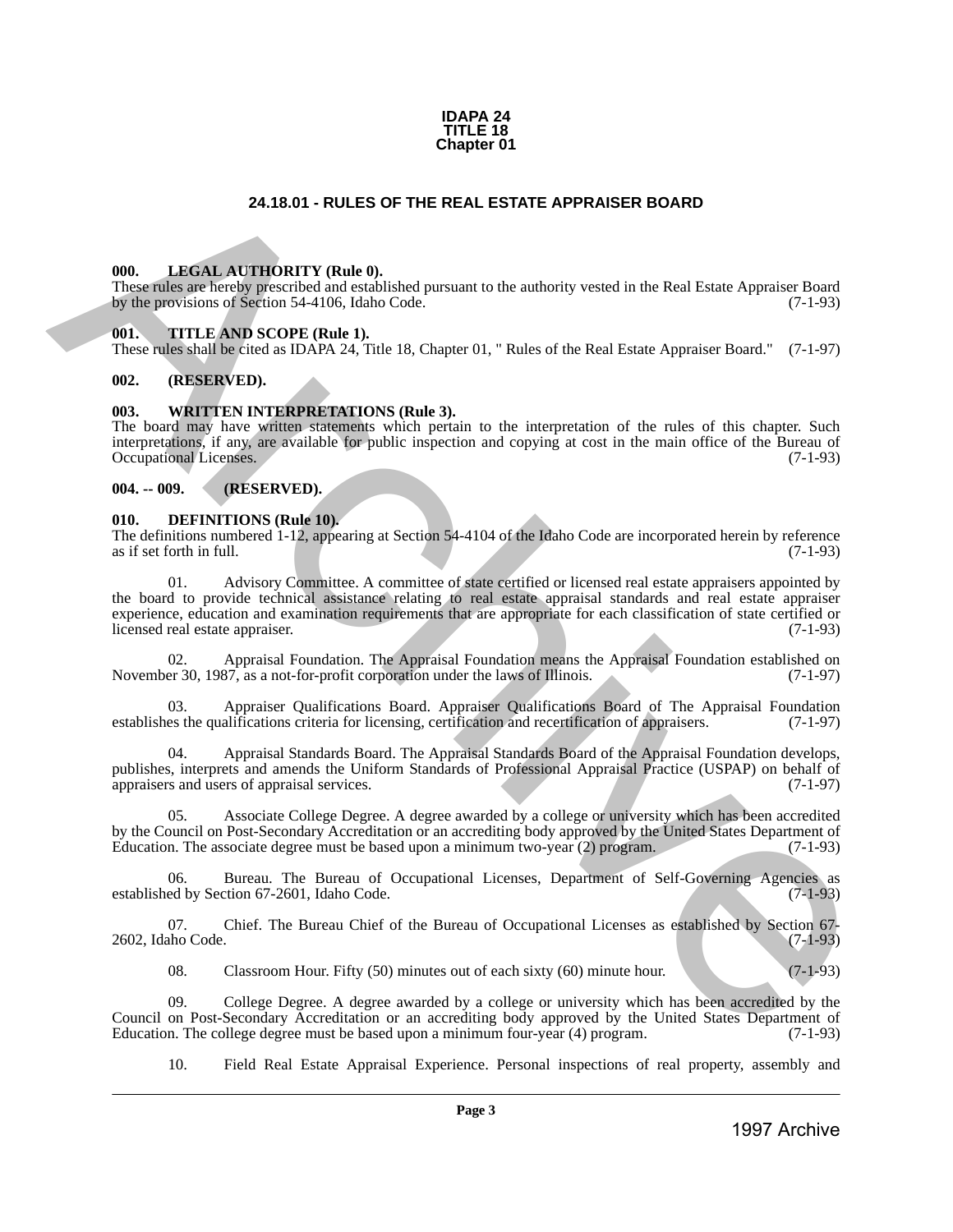**IDAPA 24**
**TITLE 18**
**Chapter 01**

## 24.18.01 - RULES OF THE REAL ESTATE APPRAISER BOARD

### 000. LEGAL AUTHORITY (Rule 0).

These rules are hereby prescribed and established pursuant to the authority vested in the Real Estate Appraiser Board by the provisions of Section 54-4106, Idaho Code. (7-1-93)

### 001. TITLE AND SCOPE (Rule 1).

These rules shall be cited as IDAPA 24, Title 18, Chapter 01, " Rules of the Real Estate Appraiser Board." (7-1-97)

### 002. (RESERVED).

### 003. WRITTEN INTERPRETATIONS (Rule 3).

The board may have written statements which pertain to the interpretation of the rules of this chapter. Such interpretations, if any, are available for public inspection and copying at cost in the main office of the Bureau of Occupational Licenses. (7-1-93)

### 004. -- 009. (RESERVED).

### 010. DEFINITIONS (Rule 10).

The definitions numbered 1-12, appearing at Section 54-4104 of the Idaho Code are incorporated herein by reference as if set forth in full. (7-1-93)

01. Advisory Committee. A committee of state certified or licensed real estate appraisers appointed by the board to provide technical assistance relating to real estate appraisal standards and real estate appraiser experience, education and examination requirements that are appropriate for each classification of state certified or licensed real estate appraiser. (7-1-93)

02. Appraisal Foundation. The Appraisal Foundation means the Appraisal Foundation established on November 30, 1987, as a not-for-profit corporation under the laws of Illinois. (7-1-97)

03. Appraiser Qualifications Board. Appraiser Qualifications Board of The Appraisal Foundation establishes the qualifications criteria for licensing, certification and recertification of appraisers. (7-1-97)

04. Appraisal Standards Board. The Appraisal Standards Board of the Appraisal Foundation develops, publishes, interprets and amends the Uniform Standards of Professional Appraisal Practice (USPAP) on behalf of appraisers and users of appraisal services. (7-1-97)

05. Associate College Degree. A degree awarded by a college or university which has been accredited by the Council on Post-Secondary Accreditation or an accrediting body approved by the United States Department of Education. The associate degree must be based upon a minimum two-year (2) program. (7-1-93)

06. Bureau. The Bureau of Occupational Licenses, Department of Self-Governing Agencies as established by Section 67-2601, Idaho Code. (7-1-93)

07. Chief. The Bureau Chief of the Bureau of Occupational Licenses as established by Section 67-2602, Idaho Code. (7-1-93)

08. Classroom Hour. Fifty (50) minutes out of each sixty (60) minute hour. (7-1-93)

09. College Degree. A degree awarded by a college or university which has been accredited by the Council on Post-Secondary Accreditation or an accrediting body approved by the United States Department of Education. The college degree must be based upon a minimum four-year (4) program. (7-1-93)

10. Field Real Estate Appraisal Experience. Personal inspections of real property, assembly and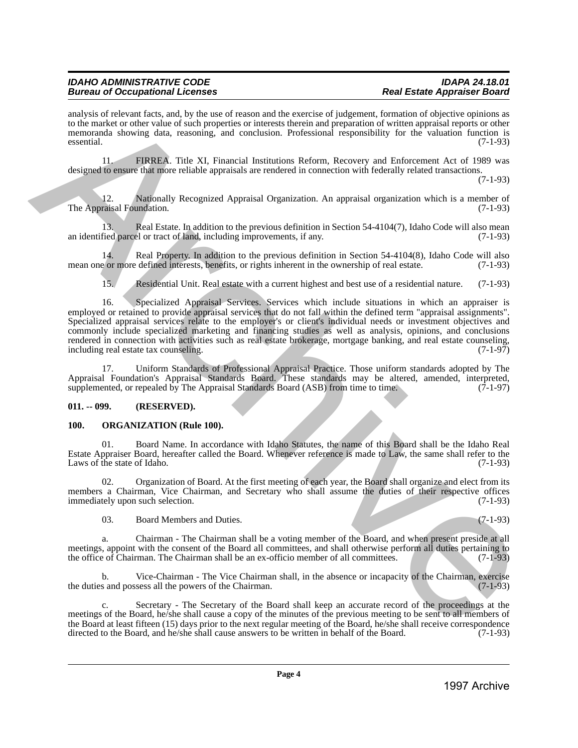analysis of relevant facts, and, by the use of reason and the exercise of judgement, formation of objective opinions as to the market or other value of such properties or interests therein and preparation of written appraisal reports or other memoranda showing data, reasoning, and conclusion. Professional responsibility for the valuation function is essential. (7-1-93)

11. FIRREA. Title XI, Financial Institutions Reform, Recovery and Enforcement Act of 1989 was designed to ensure that more reliable appraisals are rendered in connection with federally related transactions. (7-1-93)

12. Nationally Recognized Appraisal Organization. An appraisal organization which is a member of The Appraisal Foundation. (7-1-93)

13. Real Estate. In addition to the previous definition in Section 54-4104(7), Idaho Code will also mean an identified parcel or tract of land, including improvements, if any. (7-1-93)

14. Real Property. In addition to the previous definition in Section 54-4104(8), Idaho Code will also mean one or more defined interests, benefits, or rights inherent in the ownership of real estate. (7-1-93)

15. Residential Unit. Real estate with a current highest and best use of a residential nature. (7-1-93)

16. Specialized Appraisal Services. Services which include situations in which an appraiser is employed or retained to provide appraisal services that do not fall within the defined term "appraisal assignments". Specialized appraisal services relate to the employer's or client's individual needs or investment objectives and commonly include specialized marketing and financing studies as well as analysis, opinions, and conclusions rendered in connection with activities such as real estate brokerage, mortgage banking, and real estate counseling, including real estate tax counseling. (7-1-97)

17. Uniform Standards of Professional Appraisal Practice. Those uniform standards adopted by The Appraisal Foundation's Appraisal Standards Board. These standards may be altered, amended, interpreted, supplemented, or repealed by The Appraisal Standards Board (ASB) from time to time. (7-1-97)

**011. -- 099. (RESERVED).**

**100. ORGANIZATION (Rule 100).**

01. Board Name. In accordance with Idaho Statutes, the name of this Board shall be the Idaho Real Estate Appraiser Board, hereafter called the Board. Whenever reference is made to Law, the same shall refer to the Laws of the state of Idaho. (7-1-93)

02. Organization of Board. At the first meeting of each year, the Board shall organize and elect from its members a Chairman, Vice Chairman, and Secretary who shall assume the duties of their respective offices immediately upon such selection. (7-1-93)

03. Board Members and Duties. (7-1-93)

a. Chairman - The Chairman shall be a voting member of the Board, and when present preside at all meetings, appoint with the consent of the Board all committees, and shall otherwise perform all duties pertaining to the office of Chairman. The Chairman shall be an ex-officio member of all committees. (7-1-93)

b. Vice-Chairman - The Vice Chairman shall, in the absence or incapacity of the Chairman, exercise the duties and possess all the powers of the Chairman. (7-1-93)

c. Secretary - The Secretary of the Board shall keep an accurate record of the proceedings at the meetings of the Board, he/she shall cause a copy of the minutes of the previous meeting to be sent to all members of the Board at least fifteen (15) days prior to the next regular meeting of the Board, he/she shall receive correspondence directed to the Board, and he/she shall cause answers to be written in behalf of the Board. (7-1-93)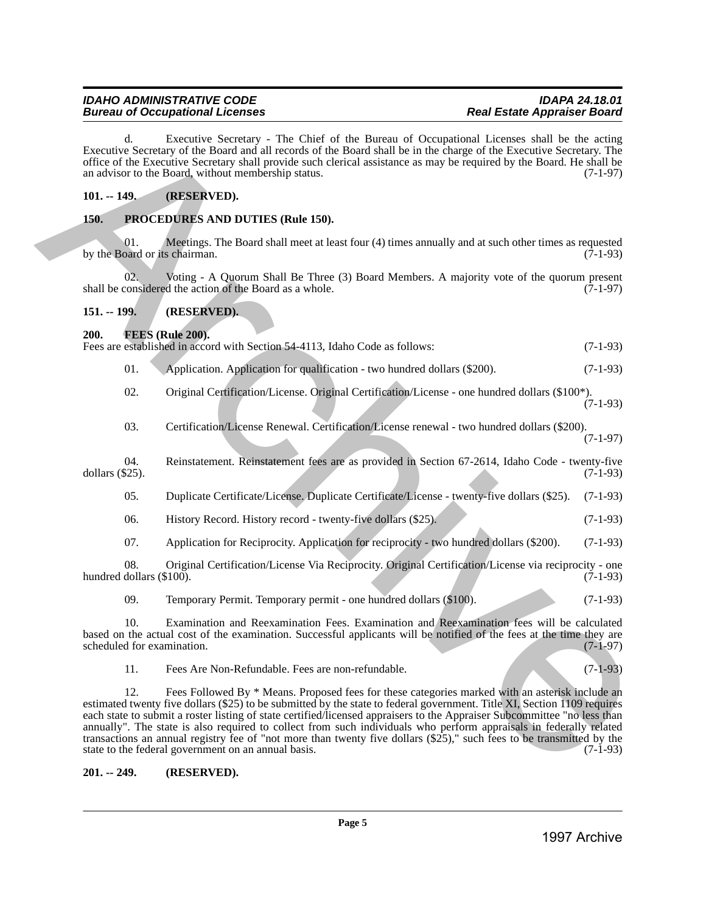d. Executive Secretary - The Chief of the Bureau of Occupational Licenses shall be the acting Executive Secretary of the Board and all records of the Board shall be in the charge of the Executive Secretary. The office of the Executive Secretary shall provide such clerical assistance as may be required by the Board. He shall be an advisor to the Board, without membership status. (7-1-97)

### 101. -- 149. (RESERVED).

### 150. PROCEDURES AND DUTIES (Rule 150).

01. Meetings. The Board shall meet at least four (4) times annually and at such other times as requested by the Board or its chairman. (7-1-93)

02. Voting - A Quorum Shall Be Three (3) Board Members. A majority vote of the quorum present shall be considered the action of the Board as a whole. (7-1-97)

### 151. -- 199. (RESERVED).

### 200. FEES (Rule 200).

Fees are established in accord with Section 54-4113, Idaho Code as follows: (7-1-93)

01. Application. Application for qualification - two hundred dollars ($200). (7-1-93)

02. Original Certification/License. Original Certification/License - one hundred dollars ($100*). (7-1-93)

03. Certification/License Renewal. Certification/License renewal - two hundred dollars ($200). (7-1-97)

04. Reinstatement. Reinstatement fees are as provided in Section 67-2614, Idaho Code - twenty-five dollars ($25). (7-1-93)

05. Duplicate Certificate/License. Duplicate Certificate/License - twenty-five dollars ($25). (7-1-93)

06. History Record. History record - twenty-five dollars ($25). (7-1-93)

07. Application for Reciprocity. Application for reciprocity - two hundred dollars ($200). (7-1-93)

08. Original Certification/License Via Reciprocity. Original Certification/License via reciprocity - one hundred dollars ($100). (7-1-93)

09. Temporary Permit. Temporary permit - one hundred dollars ($100). (7-1-93)

10. Examination and Reexamination Fees. Examination and Reexamination fees will be calculated based on the actual cost of the examination. Successful applicants will be notified of the fees at the time they are scheduled for examination. (7-1-97)

11. Fees Are Non-Refundable. Fees are non-refundable. (7-1-93)

12. Fees Followed By * Means. Proposed fees for these categories marked with an asterisk include an estimated twenty five dollars ($25) to be submitted by the state to federal government. Title XI, Section 1109 requires each state to submit a roster listing of state certified/licensed appraisers to the Appraiser Subcommittee "no less than annually". The state is also required to collect from such individuals who perform appraisals in federally related transactions an annual registry fee of "not more than twenty five dollars ($25)," such fees to be transmitted by the state to the federal government on an annual basis. (7-1-93)

### 201. -- 249. (RESERVED).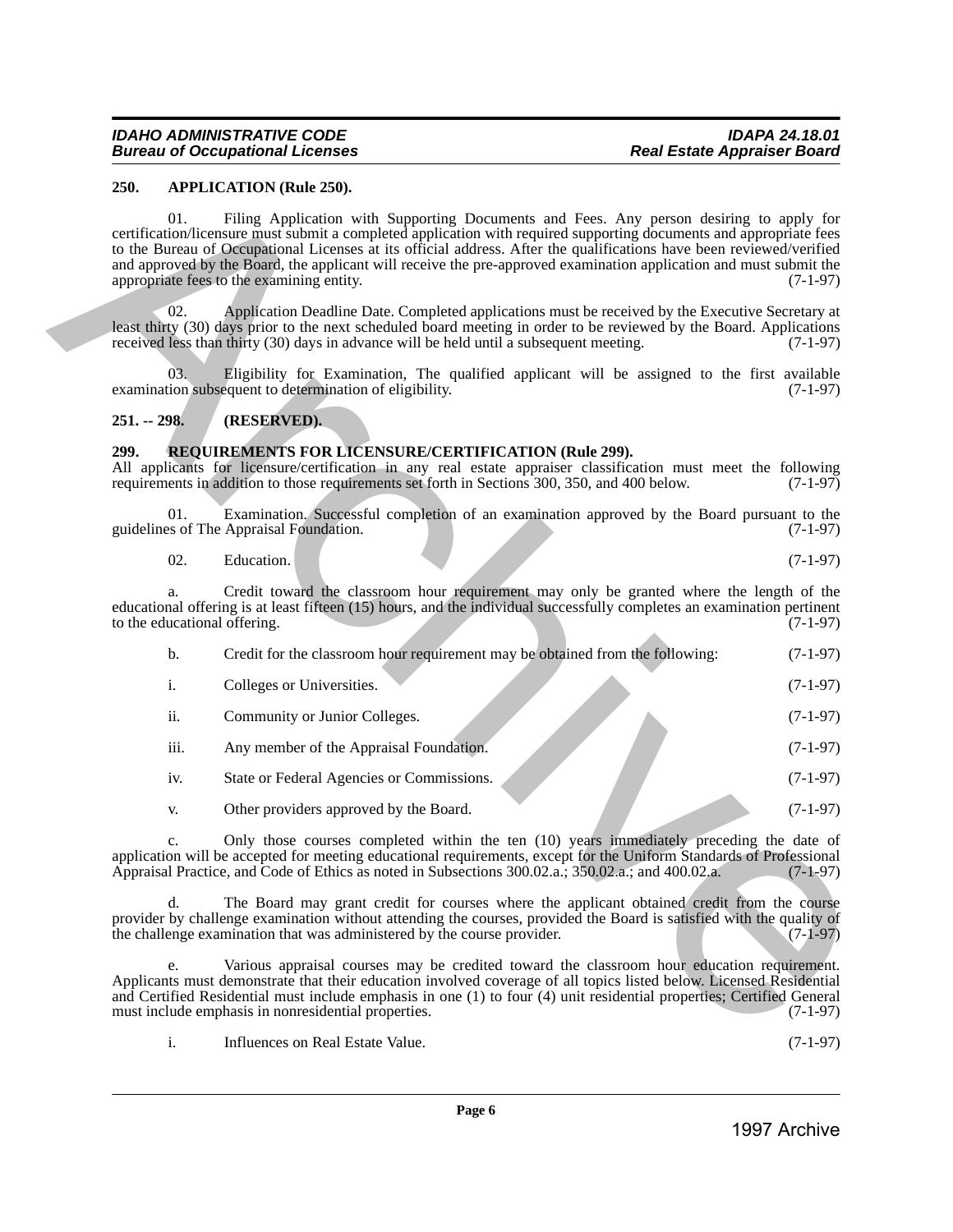### 250. APPLICATION (Rule 250).

01. Filing Application with Supporting Documents and Fees. Any person desiring to apply for certification/licensure must submit a completed application with required supporting documents and appropriate fees to the Bureau of Occupational Licenses at its official address. After the qualifications have been reviewed/verified and approved by the Board, the applicant will receive the pre-approved examination application and must submit the appropriate fees to the examining entity. (7-1-97)

02. Application Deadline Date. Completed applications must be received by the Executive Secretary at least thirty (30) days prior to the next scheduled board meeting in order to be reviewed by the Board. Applications received less than thirty (30) days in advance will be held until a subsequent meeting. (7-1-97)

03. Eligibility for Examination, The qualified applicant will be assigned to the first available examination subsequent to determination of eligibility. (7-1-97)

### 251. -- 298. (RESERVED).

### 299. REQUIREMENTS FOR LICENSURE/CERTIFICATION (Rule 299).

All applicants for licensure/certification in any real estate appraiser classification must meet the following requirements in addition to those requirements set forth in Sections 300, 350, and 400 below. (7-1-97)

01. Examination. Successful completion of an examination approved by the Board pursuant to the guidelines of The Appraisal Foundation. (7-1-97)

02. Education. (7-1-97)

a. Credit toward the classroom hour requirement may only be granted where the length of the educational offering is at least fifteen (15) hours, and the individual successfully completes an examination pertinent to the educational offering. (7-1-97)

b. Credit for the classroom hour requirement may be obtained from the following: (7-1-97)

i. Colleges or Universities. (7-1-97)

ii. Community or Junior Colleges. (7-1-97)

iii. Any member of the Appraisal Foundation. (7-1-97)

iv. State or Federal Agencies or Commissions. (7-1-97)

v. Other providers approved by the Board. (7-1-97)

c. Only those courses completed within the ten (10) years immediately preceding the date of application will be accepted for meeting educational requirements, except for the Uniform Standards of Professional Appraisal Practice, and Code of Ethics as noted in Subsections 300.02.a.; 350.02.a.; and 400.02.a. (7-1-97)

d. The Board may grant credit for courses where the applicant obtained credit from the course provider by challenge examination without attending the courses, provided the Board is satisfied with the quality of the challenge examination that was administered by the course provider. (7-1-97)

e. Various appraisal courses may be credited toward the classroom hour education requirement. Applicants must demonstrate that their education involved coverage of all topics listed below. Licensed Residential and Certified Residential must include emphasis in one (1) to four (4) unit residential properties; Certified General must include emphasis in nonresidential properties. (7-1-97)

i. Influences on Real Estate Value. (7-1-97)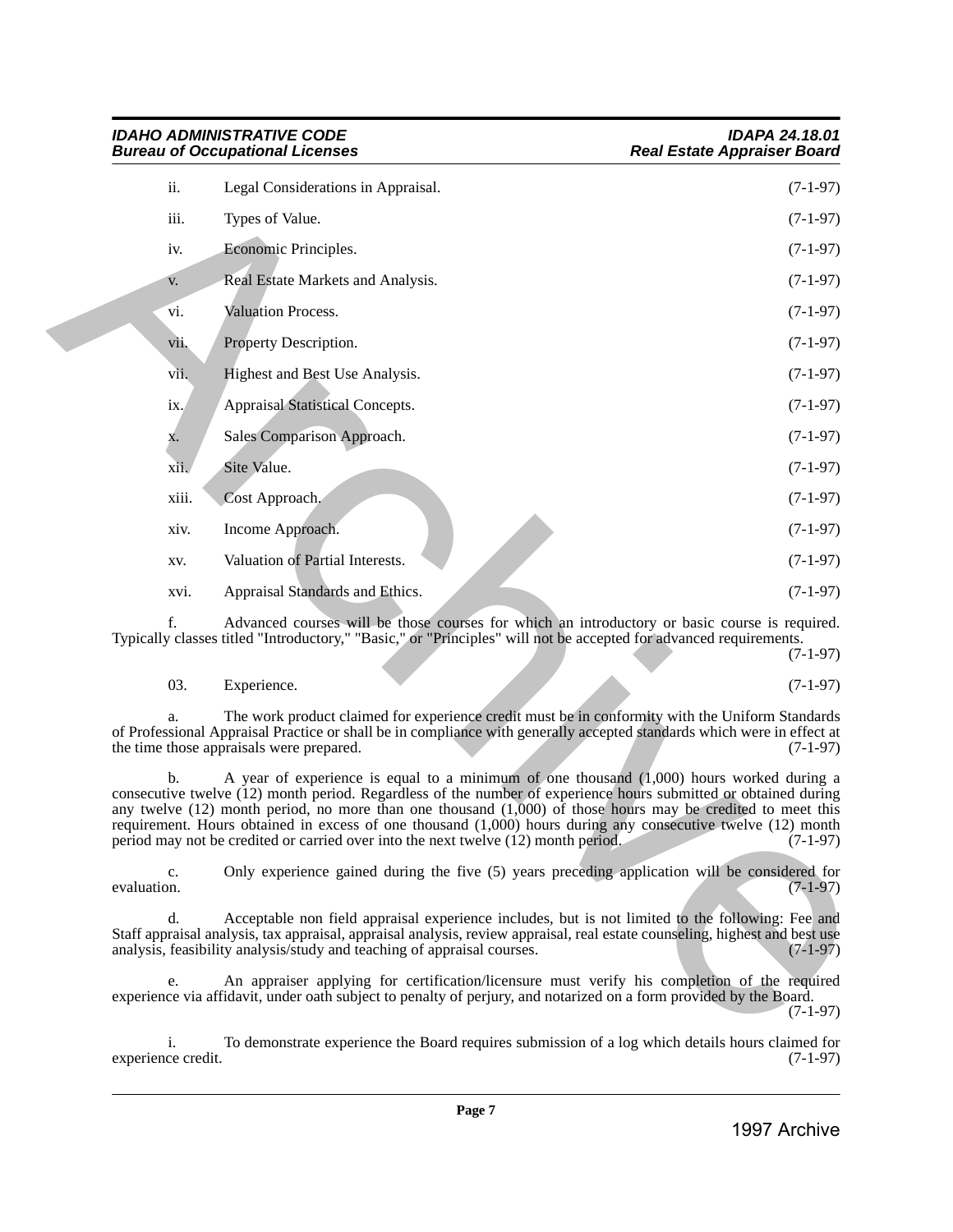ii. Legal Considerations in Appraisal. (7-1-97)

iii. Types of Value. (7-1-97)

iv. Economic Principles. (7-1-97)

v. Real Estate Markets and Analysis. (7-1-97)

vi. Valuation Process. (7-1-97)

vii. Property Description. (7-1-97)

vii. Highest and Best Use Analysis. (7-1-97)

ix. Appraisal Statistical Concepts. (7-1-97)

x. Sales Comparison Approach. (7-1-97)

xii. Site Value. (7-1-97)

xiii. Cost Approach. (7-1-97)

xiv. Income Approach. (7-1-97)

xv. Valuation of Partial Interests. (7-1-97)

xvi. Appraisal Standards and Ethics. (7-1-97)

f. Advanced courses will be those courses for which an introductory or basic course is required. Typically classes titled "Introductory," "Basic," or "Principles" will not be accepted for advanced requirements. (7-1-97)

03. Experience. (7-1-97)

a. The work product claimed for experience credit must be in conformity with the Uniform Standards of Professional Appraisal Practice or shall be in compliance with generally accepted standards which were in effect at the time those appraisals were prepared. (7-1-97)

b. A year of experience is equal to a minimum of one thousand (1,000) hours worked during a consecutive twelve (12) month period. Regardless of the number of experience hours submitted or obtained during any twelve (12) month period, no more than one thousand (1,000) of those hours may be credited to meet this requirement. Hours obtained in excess of one thousand (1,000) hours during any consecutive twelve (12) month period may not be credited or carried over into the next twelve (12) month period. (7-1-97)

c. Only experience gained during the five (5) years preceding application will be considered for evaluation. (7-1-97)

d. Acceptable non field appraisal experience includes, but is not limited to the following: Fee and Staff appraisal analysis, tax appraisal, appraisal analysis, review appraisal, real estate counseling, highest and best use analysis, feasibility analysis/study and teaching of appraisal courses. (7-1-97)

e. An appraiser applying for certification/licensure must verify his completion of the required experience via affidavit, under oath subject to penalty of perjury, and notarized on a form provided by the Board. (7-1-97)

i. To demonstrate experience the Board requires submission of a log which details hours claimed for experience credit. (7-1-97)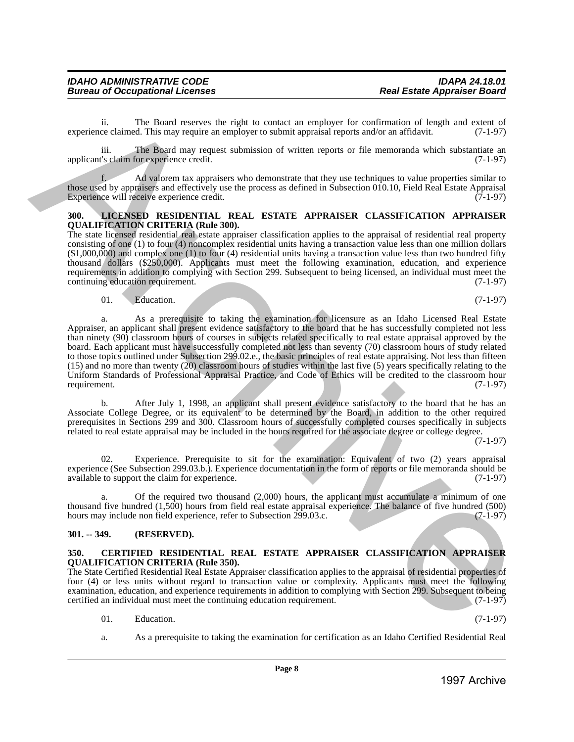ii. The Board reserves the right to contact an employer for confirmation of length and extent of experience claimed. This may require an employer to submit appraisal reports and/or an affidavit. (7-1-97)

iii. The Board may request submission of written reports or file memoranda which substantiate an applicant's claim for experience credit. (7-1-97)

f. Ad valorem tax appraisers who demonstrate that they use techniques to value properties similar to those used by appraisers and effectively use the process as defined in Subsection 010.10, Field Real Estate Appraisal Experience will receive experience credit. (7-1-97)

### 300. LICENSED RESIDENTIAL REAL ESTATE APPRAISER CLASSIFICATION APPRAISER QUALIFICATION CRITERIA (Rule 300).

The state licensed residential real estate appraiser classification applies to the appraisal of residential real property consisting of one (1) to four (4) noncomplex residential units having a transaction value less than one million dollars ($1,000,000) and complex one (1) to four (4) residential units having a transaction value less than two hundred fifty thousand dollars ($250,000). Applicants must meet the following examination, education, and experience requirements in addition to complying with Section 299. Subsequent to being licensed, an individual must meet the continuing education requirement. (7-1-97)

01. Education. (7-1-97)

a. As a prerequisite to taking the examination for licensure as an Idaho Licensed Real Estate Appraiser, an applicant shall present evidence satisfactory to the board that he has successfully completed not less than ninety (90) classroom hours of courses in subjects related specifically to real estate appraisal approved by the board. Each applicant must have successfully completed not less than seventy (70) classroom hours of study related to those topics outlined under Subsection 299.02.e., the basic principles of real estate appraising. Not less than fifteen (15) and no more than twenty (20) classroom hours of studies within the last five (5) years specifically relating to the Uniform Standards of Professional Appraisal Practice, and Code of Ethics will be credited to the classroom hour requirement. (7-1-97)

b. After July 1, 1998, an applicant shall present evidence satisfactory to the board that he has an Associate College Degree, or its equivalent to be determined by the Board, in addition to the other required prerequisites in Sections 299 and 300. Classroom hours of successfully completed courses specifically in subjects related to real estate appraisal may be included in the hours required for the associate degree or college degree. (7-1-97)

02. Experience. Prerequisite to sit for the examination: Equivalent of two (2) years appraisal experience (See Subsection 299.03.b.). Experience documentation in the form of reports or file memoranda should be available to support the claim for experience. (7-1-97)

a. Of the required two thousand (2,000) hours, the applicant must accumulate a minimum of one thousand five hundred (1,500) hours from field real estate appraisal experience. The balance of five hundred (500) hours may include non field experience, refer to Subsection 299.03.c. (7-1-97)

### 301. -- 349. (RESERVED).

### 350. CERTIFIED RESIDENTIAL REAL ESTATE APPRAISER CLASSIFICATION APPRAISER QUALIFICATION CRITERIA (Rule 350).

The State Certified Residential Real Estate Appraiser classification applies to the appraisal of residential properties of four (4) or less units without regard to transaction value or complexity. Applicants must meet the following examination, education, and experience requirements in addition to complying with Section 299. Subsequent to being certified an individual must meet the continuing education requirement. (7-1-97)

01. Education. (7-1-97)

a. As a prerequisite to taking the examination for certification as an Idaho Certified Residential Real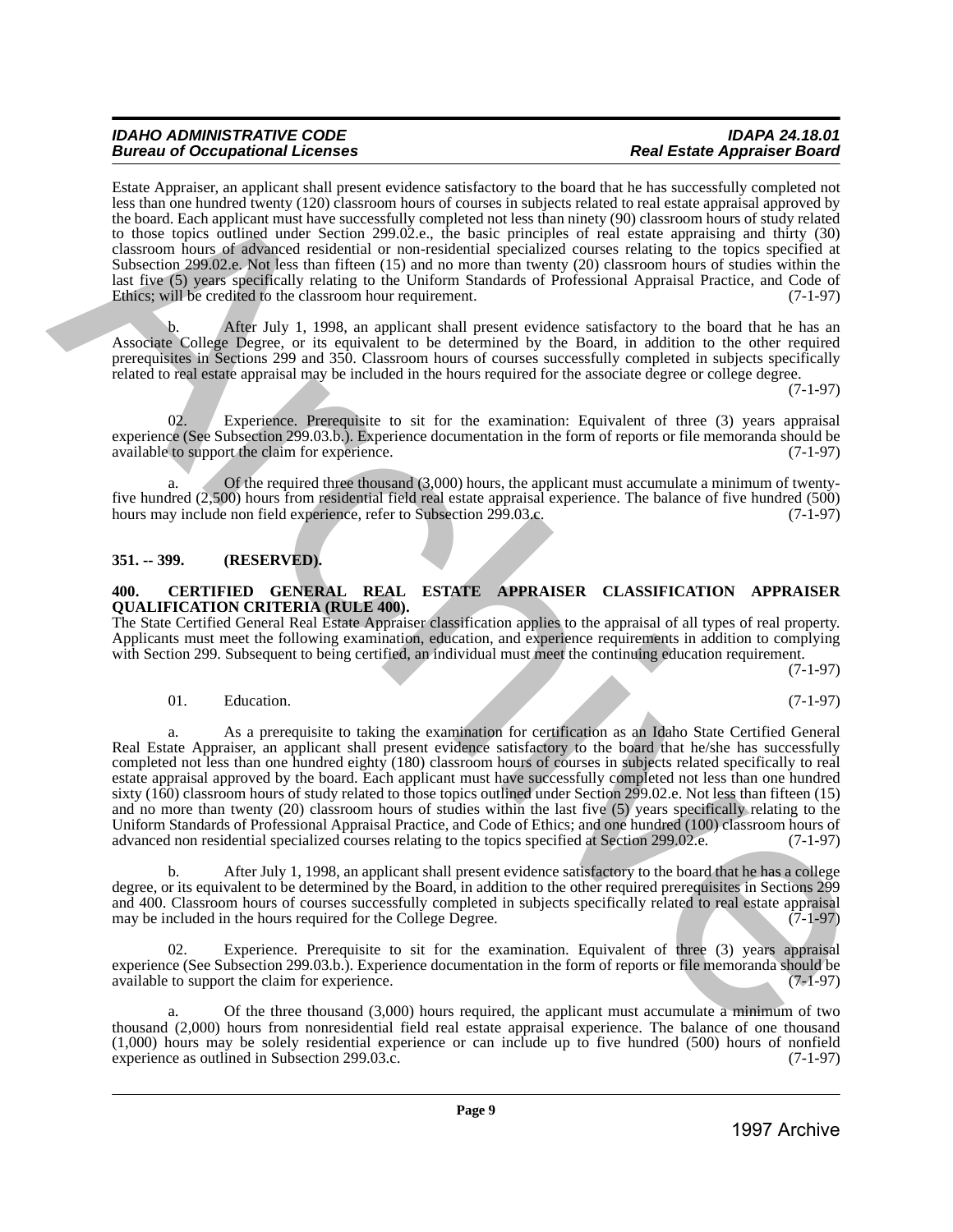Estate Appraiser, an applicant shall present evidence satisfactory to the board that he has successfully completed not less than one hundred twenty (120) classroom hours of courses in subjects related to real estate appraisal approved by the board. Each applicant must have successfully completed not less than ninety (90) classroom hours of study related to those topics outlined under Section 299.02.e., the basic principles of real estate appraising and thirty (30) classroom hours of advanced residential or non-residential specialized courses relating to the topics specified at Subsection 299.02.e. Not less than fifteen (15) and no more than twenty (20) classroom hours of studies within the last five (5) years specifically relating to the Uniform Standards of Professional Appraisal Practice, and Code of Ethics; will be credited to the classroom hour requirement. (7-1-97)

b. After July 1, 1998, an applicant shall present evidence satisfactory to the board that he has an Associate College Degree, or its equivalent to be determined by the Board, in addition to the other required prerequisites in Sections 299 and 350. Classroom hours of courses successfully completed in subjects specifically related to real estate appraisal may be included in the hours required for the associate degree or college degree. (7-1-97)

02. Experience. Prerequisite to sit for the examination: Equivalent of three (3) years appraisal experience (See Subsection 299.03.b.). Experience documentation in the form of reports or file memoranda should be available to support the claim for experience. (7-1-97)

a. Of the required three thousand (3,000) hours, the applicant must accumulate a minimum of twenty-five hundred (2,500) hours from residential field real estate appraisal experience. The balance of five hundred (500) hours may include non field experience, refer to Subsection 299.03.c. (7-1-97)

### 351. -- 399. (RESERVED).

### 400. CERTIFIED GENERAL REAL ESTATE APPRAISER CLASSIFICATION APPRAISER QUALIFICATION CRITERIA (RULE 400).

The State Certified General Real Estate Appraiser classification applies to the appraisal of all types of real property. Applicants must meet the following examination, education, and experience requirements in addition to complying with Section 299. Subsequent to being certified, an individual must meet the continuing education requirement. (7-1-97)

01. Education. (7-1-97)

a. As a prerequisite to taking the examination for certification as an Idaho State Certified General Real Estate Appraiser, an applicant shall present evidence satisfactory to the board that he/she has successfully completed not less than one hundred eighty (180) classroom hours of courses in subjects related specifically to real estate appraisal approved by the board. Each applicant must have successfully completed not less than one hundred sixty (160) classroom hours of study related to those topics outlined under Section 299.02.e. Not less than fifteen (15) and no more than twenty (20) classroom hours of studies within the last five (5) years specifically relating to the Uniform Standards of Professional Appraisal Practice, and Code of Ethics; and one hundred (100) classroom hours of advanced non residential specialized courses relating to the topics specified at Section 299.02.e. (7-1-97)

b. After July 1, 1998, an applicant shall present evidence satisfactory to the board that he has a college degree, or its equivalent to be determined by the Board, in addition to the other required prerequisites in Sections 299 and 400. Classroom hours of courses successfully completed in subjects specifically related to real estate appraisal may be included in the hours required for the College Degree. (7-1-97)

02. Experience. Prerequisite to sit for the examination. Equivalent of three (3) years appraisal experience (See Subsection 299.03.b.). Experience documentation in the form of reports or file memoranda should be available to support the claim for experience. (7-1-97)

a. Of the three thousand (3,000) hours required, the applicant must accumulate a minimum of two thousand (2,000) hours from nonresidential field real estate appraisal experience. The balance of one thousand (1,000) hours may be solely residential experience or can include up to five hundred (500) hours of nonfield experience as outlined in Subsection 299.03.c. (7-1-97)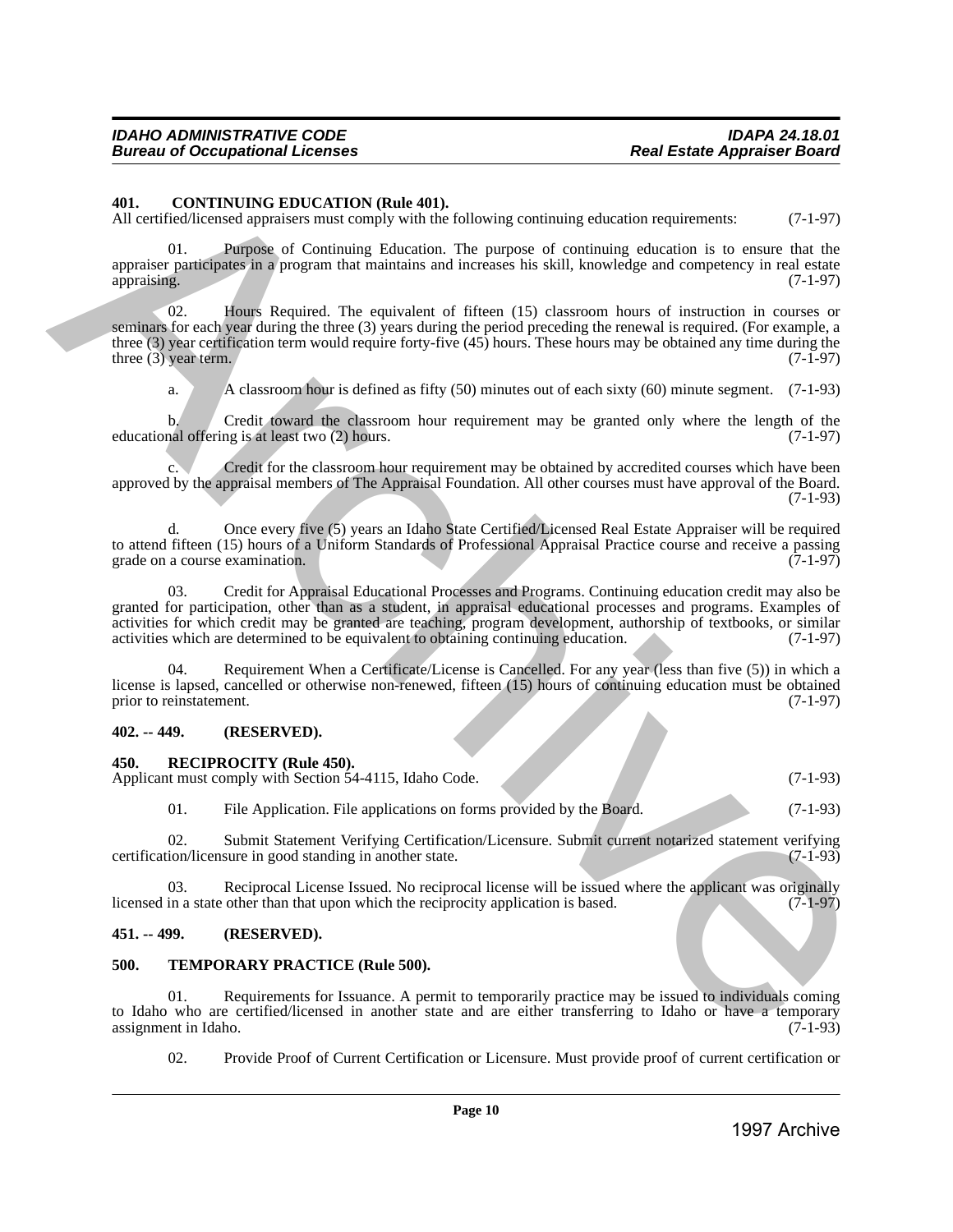**401. CONTINUING EDUCATION (Rule 401).**
All certified/licensed appraisers must comply with the following continuing education requirements: (7-1-97)

01. Purpose of Continuing Education. The purpose of continuing education is to ensure that the appraiser participates in a program that maintains and increases his skill, knowledge and competency in real estate appraising. (7-1-97)

02. Hours Required. The equivalent of fifteen (15) classroom hours of instruction in courses or seminars for each year during the three (3) years during the period preceding the renewal is required. (For example, a three (3) year certification term would require forty-five (45) hours. These hours may be obtained any time during the three (3) year term. (7-1-97)

a. A classroom hour is defined as fifty (50) minutes out of each sixty (60) minute segment. (7-1-93)

b. Credit toward the classroom hour requirement may be granted only where the length of the educational offering is at least two (2) hours. (7-1-97)

c. Credit for the classroom hour requirement may be obtained by accredited courses which have been approved by the appraisal members of The Appraisal Foundation. All other courses must have approval of the Board. (7-1-93)

d. Once every five (5) years an Idaho State Certified/Licensed Real Estate Appraiser will be required to attend fifteen (15) hours of a Uniform Standards of Professional Appraisal Practice course and receive a passing grade on a course examination. (7-1-97)

03. Credit for Appraisal Educational Processes and Programs. Continuing education credit may also be granted for participation, other than as a student, in appraisal educational processes and programs. Examples of activities for which credit may be granted are teaching, program development, authorship of textbooks, or similar activities which are determined to be equivalent to obtaining continuing education. (7-1-97)

04. Requirement When a Certificate/License is Cancelled. For any year (less than five (5)) in which a license is lapsed, cancelled or otherwise non-renewed, fifteen (15) hours of continuing education must be obtained prior to reinstatement. (7-1-97)

**402. -- 449. (RESERVED).**

**450. RECIPROCITY (Rule 450).**
Applicant must comply with Section 54-4115, Idaho Code. (7-1-93)

01. File Application. File applications on forms provided by the Board. (7-1-93)

02. Submit Statement Verifying Certification/Licensure. Submit current notarized statement verifying certification/licensure in good standing in another state. (7-1-93)

03. Reciprocal License Issued. No reciprocal license will be issued where the applicant was originally licensed in a state other than that upon which the reciprocity application is based. (7-1-97)

**451. -- 499. (RESERVED).**

**500. TEMPORARY PRACTICE (Rule 500).**

01. Requirements for Issuance. A permit to temporarily practice may be issued to individuals coming to Idaho who are certified/licensed in another state and are either transferring to Idaho or have a temporary assignment in Idaho. (7-1-93)

02. Provide Proof of Current Certification or Licensure. Must provide proof of current certification or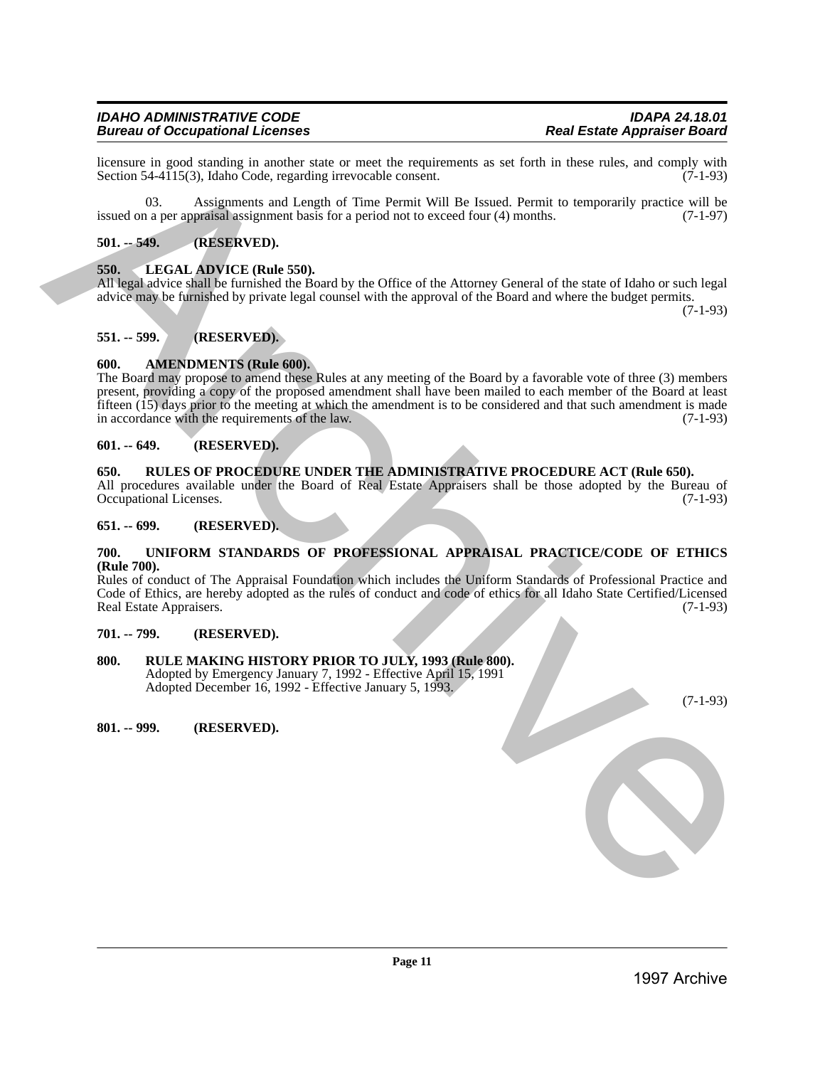licensure in good standing in another state or meet the requirements as set forth in these rules, and comply with Section 54-4115(3), Idaho Code, regarding irrevocable consent. (7-1-93)

03. Assignments and Length of Time Permit Will Be Issued. Permit to temporarily practice will be issued on a per appraisal assignment basis for a period not to exceed four (4) months. (7-1-97)

**501. -- 549. (RESERVED).**

**550. LEGAL ADVICE (Rule 550).**

All legal advice shall be furnished the Board by the Office of the Attorney General of the state of Idaho or such legal advice may be furnished by private legal counsel with the approval of the Board and where the budget permits. (7-1-93)

**551. -- 599. (RESERVED).**

**600. AMENDMENTS (Rule 600).**

The Board may propose to amend these Rules at any meeting of the Board by a favorable vote of three (3) members present, providing a copy of the proposed amendment shall have been mailed to each member of the Board at least fifteen (15) days prior to the meeting at which the amendment is to be considered and that such amendment is made in accordance with the requirements of the law. (7-1-93)

**601. -- 649. (RESERVED).**

**650. RULES OF PROCEDURE UNDER THE ADMINISTRATIVE PROCEDURE ACT (Rule 650).**

All procedures available under the Board of Real Estate Appraisers shall be those adopted by the Bureau of Occupational Licenses. (7-1-93)

**651. -- 699. (RESERVED).**

**700. UNIFORM STANDARDS OF PROFESSIONAL APPRAISAL PRACTICE/CODE OF ETHICS (Rule 700).**

Rules of conduct of The Appraisal Foundation which includes the Uniform Standards of Professional Practice and Code of Ethics, are hereby adopted as the rules of conduct and code of ethics for all Idaho State Certified/Licensed Real Estate Appraisers. (7-1-93)

**701. -- 799. (RESERVED).**

**800. RULE MAKING HISTORY PRIOR TO JULY, 1993 (Rule 800).**

Adopted by Emergency January 7, 1992 - Effective April 15, 1991
Adopted December 16, 1992 - Effective January 5, 1993.

(7-1-93)

**801. -- 999. (RESERVED).**